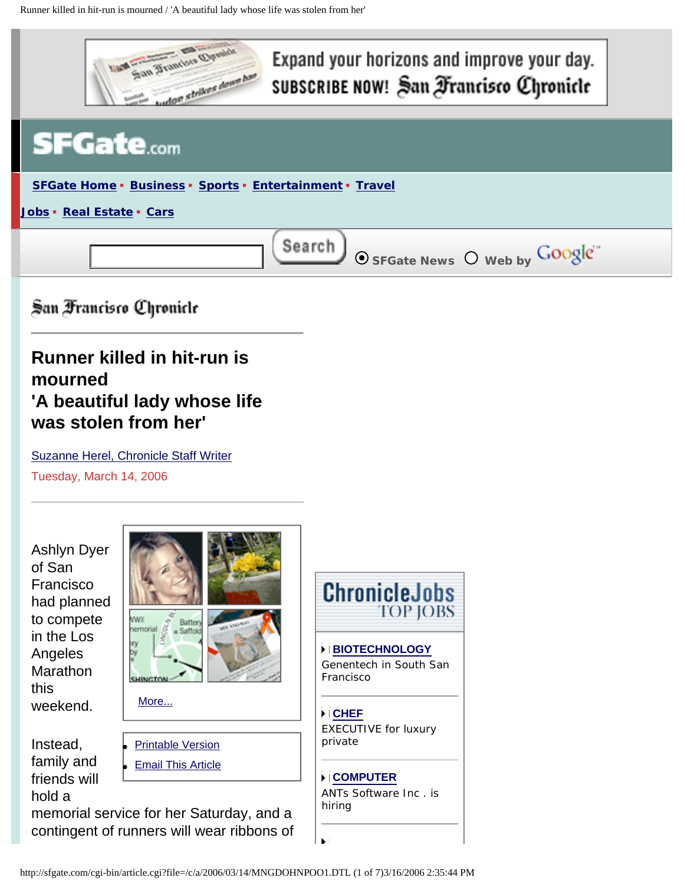San Francisco Chronicle

# Runner killed in hit-run is mourned
## 'A beautiful lady whose life was stolen from her'

Suzanne Herel, Chronicle Staff Writer

Tuesday, March 14, 2006

More...

- Printable Version
- Email This Article

Ashlyn Dyer of San Francisco had planned to compete in the Los Angeles Marathon this weekend.

Instead, family and friends will hold a memorial service for her Saturday, and a contingent of runners will wear ribbons of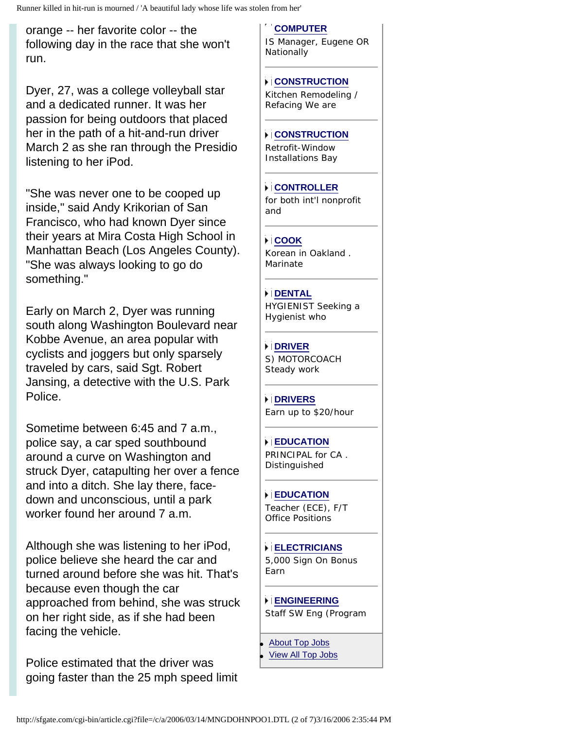orange -- her favorite color -- the following day in the race that she won't run.

Dyer, 27, was a college volleyball star and a dedicated runner. It was her passion for being outdoors that placed her in the path of a hit-and-run driver March 2 as she ran through the Presidio listening to her iPod.

"She was never one to be cooped up inside," said Andy Krikorian of San Francisco, who had known Dyer since their years at Mira Costa High School in Manhattan Beach (Los Angeles County). "She was always looking to go do something."

Early on March 2, Dyer was running south along Washington Boulevard near Kobbe Avenue, an area popular with cyclists and joggers but only sparsely traveled by cars, said Sgt. Robert Jansing, a detective with the U.S. Park Police.

Sometime between 6:45 and 7 a.m., police say, a car sped southbound around a curve on Washington and struck Dyer, catapulting her over a fence and into a ditch. She lay there, face-down and unconscious, until a park worker found her around 7 a.m.

Although she was listening to her iPod, police believe she heard the car and turned around before she was hit. That's because even though the car approached from behind, she was struck on her right side, as if she had been facing the vehicle.

Police estimated that the driver was going faster than the 25 mph speed limit

**COMPUTER**
IS Manager, Eugene OR Nationally

**CONSTRUCTION**
Kitchen Remodeling / Refacing We are

**CONSTRUCTION**
Retrofit-Window Installations Bay

**CONTROLLER**
for both int'l nonprofit and

**COOK**
Korean in Oakland . Marinate

**DENTAL**
HYGIENIST Seeking a Hygienist who

**DRIVER**
S) MOTORCOACH Steady work

**DRIVERS**
Earn up to $20/hour

**EDUCATION**
PRINCIPAL for CA . Distinguished

**EDUCATION**
Teacher (ECE), F/T Office Positions

**ELECTRICIANS**
5,000 Sign On Bonus Earn

**ENGINEERING**
Staff SW Eng (Program

- About Top Jobs
- View All Top Jobs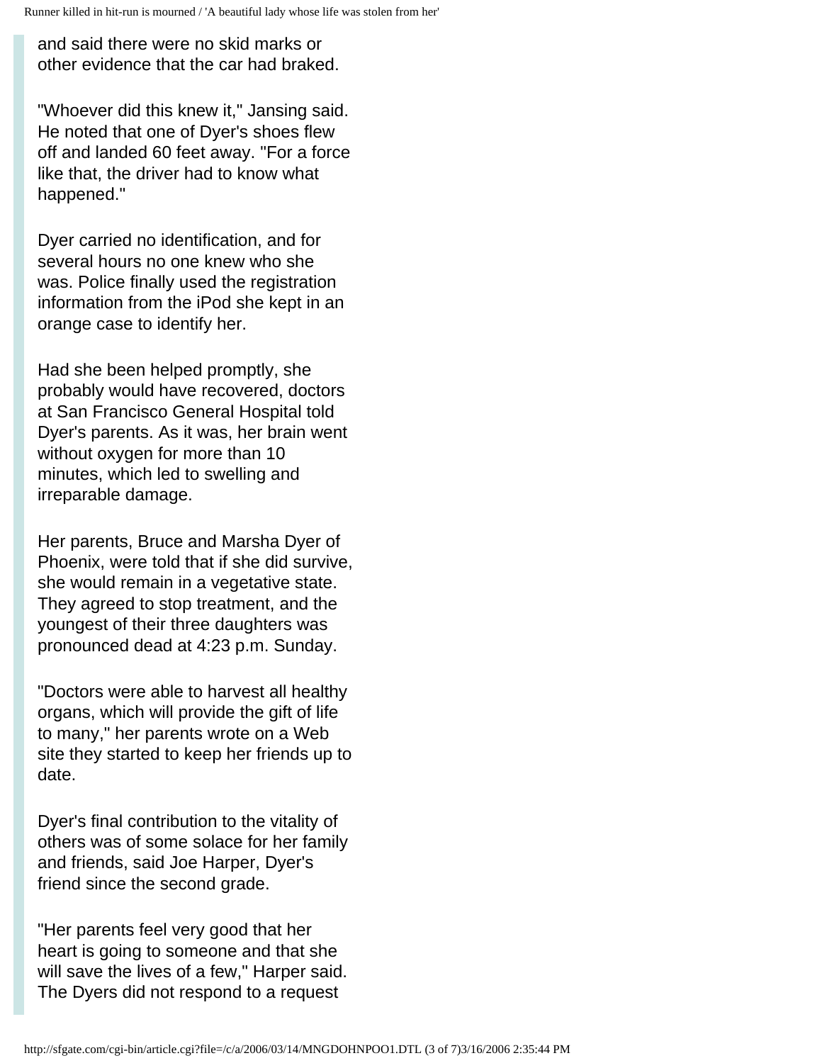and said there were no skid marks or other evidence that the car had braked.

"Whoever did this knew it," Jansing said. He noted that one of Dyer's shoes flew off and landed 60 feet away. "For a force like that, the driver had to know what happened."

Dyer carried no identification, and for several hours no one knew who she was. Police finally used the registration information from the iPod she kept in an orange case to identify her.

Had she been helped promptly, she probably would have recovered, doctors at San Francisco General Hospital told Dyer's parents. As it was, her brain went without oxygen for more than 10 minutes, which led to swelling and irreparable damage.

Her parents, Bruce and Marsha Dyer of Phoenix, were told that if she did survive, she would remain in a vegetative state. They agreed to stop treatment, and the youngest of their three daughters was pronounced dead at 4:23 p.m. Sunday.

"Doctors were able to harvest all healthy organs, which will provide the gift of life to many," her parents wrote on a Web site they started to keep her friends up to date.

Dyer's final contribution to the vitality of others was of some solace for her family and friends, said Joe Harper, Dyer's friend since the second grade.

"Her parents feel very good that her heart is going to someone and that she will save the lives of a few," Harper said. The Dyers did not respond to a request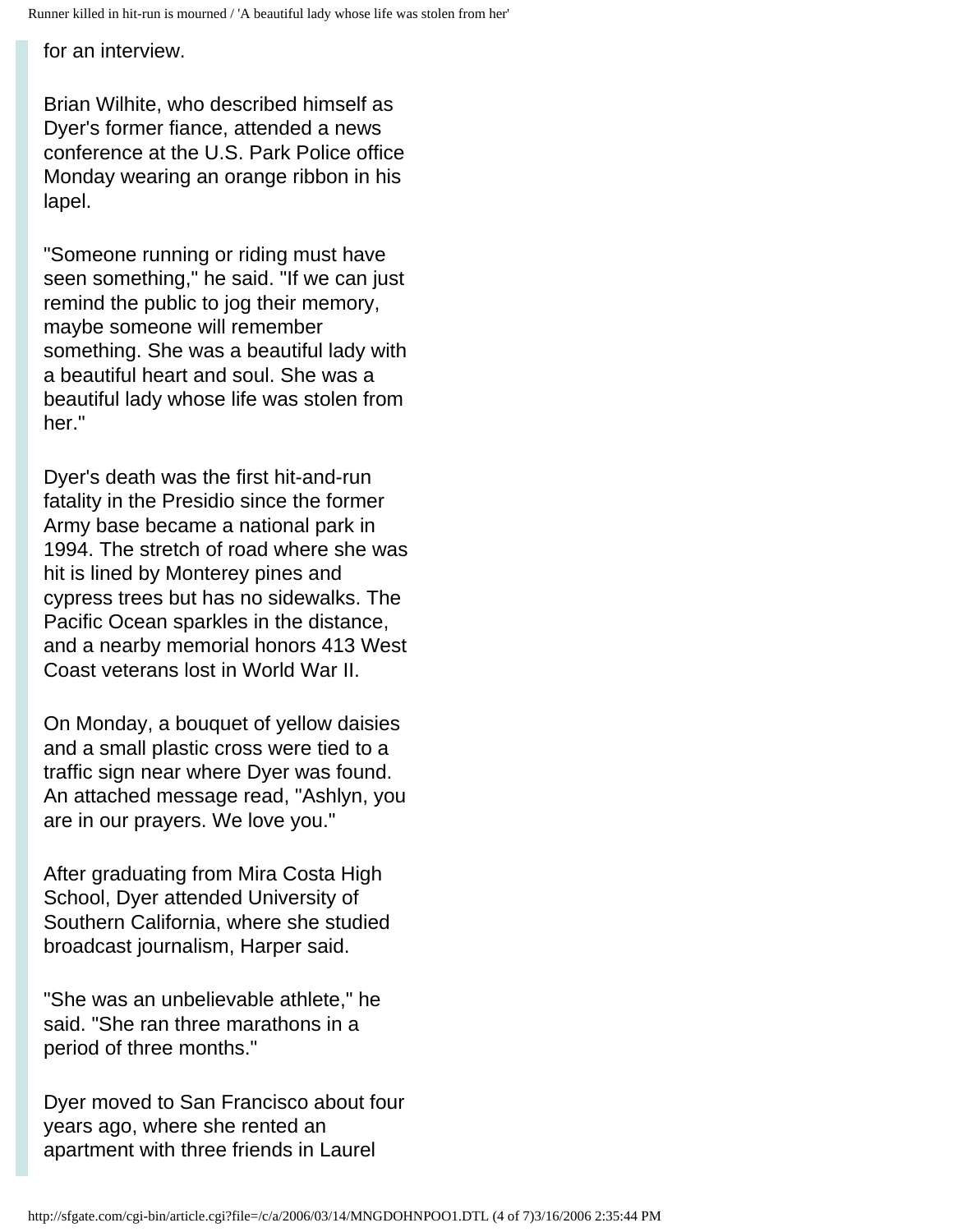for an interview.

Brian Wilhite, who described himself as Dyer's former fiance, attended a news conference at the U.S. Park Police office Monday wearing an orange ribbon in his lapel.

"Someone running or riding must have seen something," he said. "If we can just remind the public to jog their memory, maybe someone will remember something. She was a beautiful lady with a beautiful heart and soul. She was a beautiful lady whose life was stolen from her."

Dyer's death was the first hit-and-run fatality in the Presidio since the former Army base became a national park in 1994. The stretch of road where she was hit is lined by Monterey pines and cypress trees but has no sidewalks. The Pacific Ocean sparkles in the distance, and a nearby memorial honors 413 West Coast veterans lost in World War II.

On Monday, a bouquet of yellow daisies and a small plastic cross were tied to a traffic sign near where Dyer was found. An attached message read, "Ashlyn, you are in our prayers. We love you."

After graduating from Mira Costa High School, Dyer attended University of Southern California, where she studied broadcast journalism, Harper said.

"She was an unbelievable athlete," he said. "She ran three marathons in a period of three months."

Dyer moved to San Francisco about four years ago, where she rented an apartment with three friends in Laurel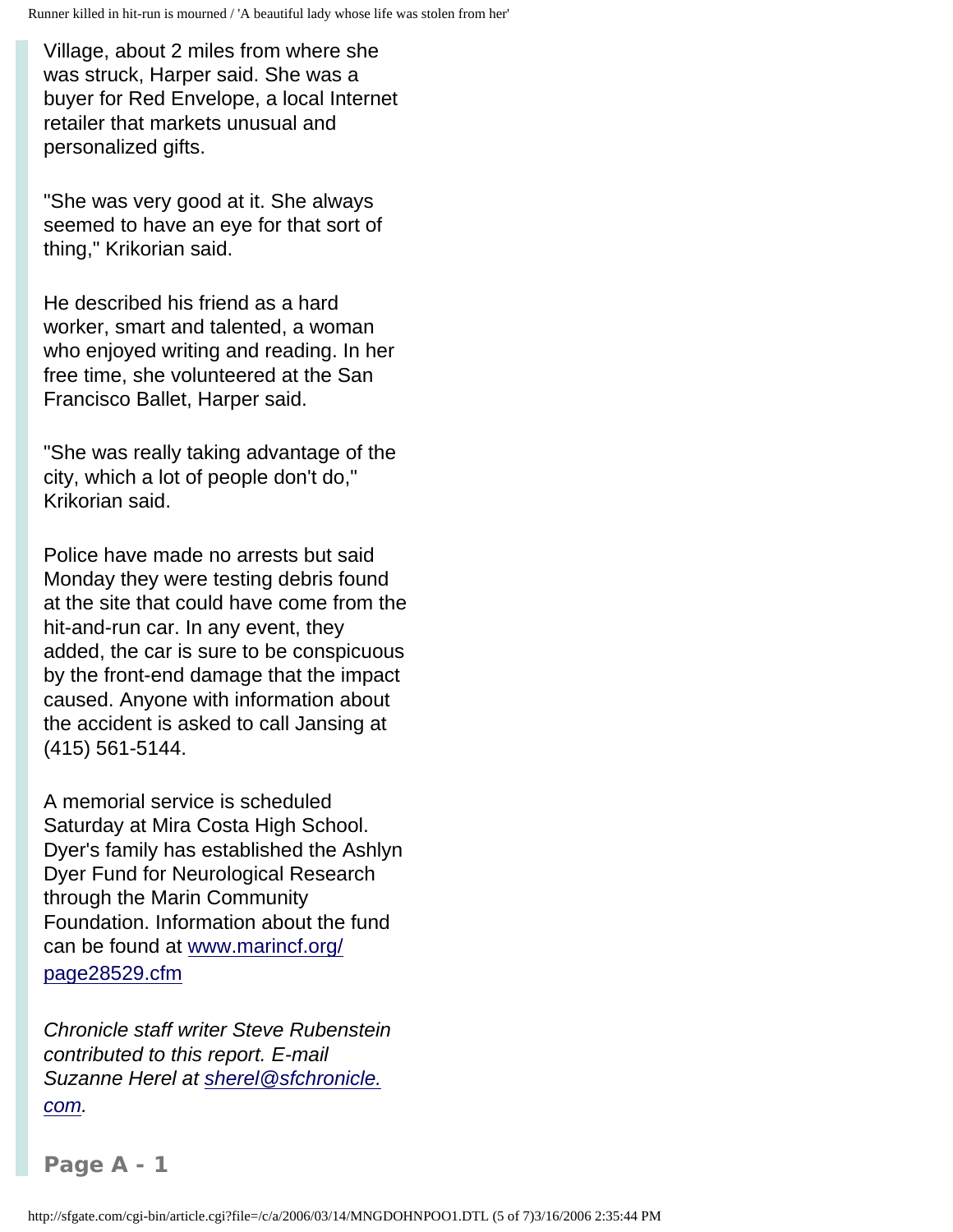Village, about 2 miles from where she was struck, Harper said. She was a buyer for Red Envelope, a local Internet retailer that markets unusual and personalized gifts.

"She was very good at it. She always seemed to have an eye for that sort of thing," Krikorian said.

He described his friend as a hard worker, smart and talented, a woman who enjoyed writing and reading. In her free time, she volunteered at the San Francisco Ballet, Harper said.

"She was really taking advantage of the city, which a lot of people don't do," Krikorian said.

Police have made no arrests but said Monday they were testing debris found at the site that could have come from the hit-and-run car. In any event, they added, the car is sure to be conspicuous by the front-end damage that the impact caused. Anyone with information about the accident is asked to call Jansing at (415) 561-5144.

A memorial service is scheduled Saturday at Mira Costa High School. Dyer's family has established the Ashlyn Dyer Fund for Neurological Research through the Marin Community Foundation. Information about the fund can be found at www.marincf.org/page28529.cfm

*Chronicle staff writer Steve Rubenstein contributed to this report. E-mail Suzanne Herel at sherel@sfchronicle.com.*

**Page A - 1**